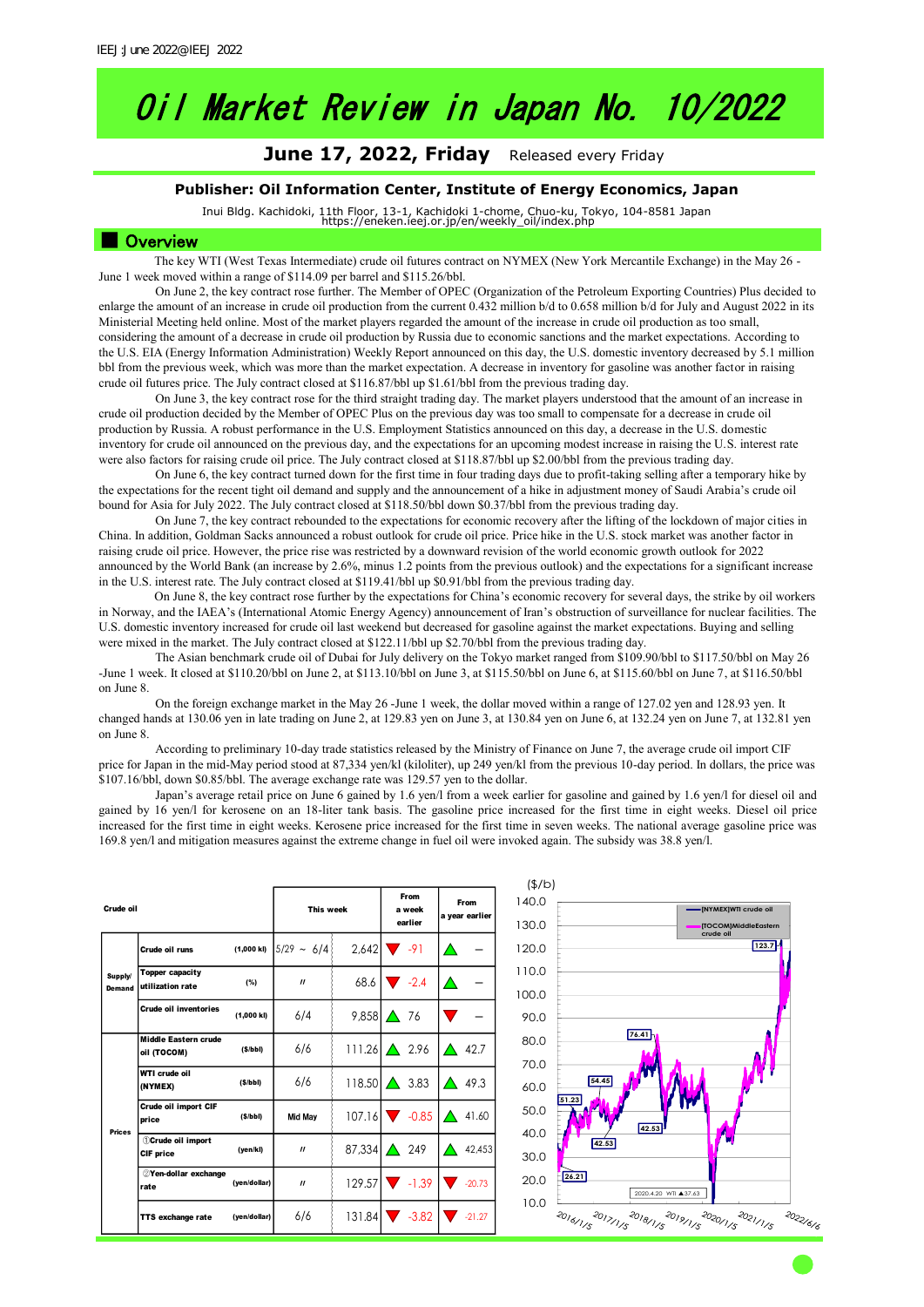# Oil Market Review in Japan No. 10/2022

**June 17, 2022, Friday** Released every Friday

**Publisher: Oil Information Center, Institute of Energy Economics, Japan**

Inui Bldg. Kachidoki, 11th Floor, 13-1, Kachidoki 1-chome, Chuo-ku, Tokyo, 104-8581 Japan
https://eneken.ieej.or.jp/en/weekly_oil/index.php

## Overview

The key WTI (West Texas Intermediate) crude oil futures contract on NYMEX (New York Mercantile Exchange) in the May 26 - June 1 week moved within a range of $114.09 per barrel and $115.26/bbl.

On June 2, the key contract rose further. The Member of OPEC (Organization of the Petroleum Exporting Countries) Plus decided to enlarge the amount of an increase in crude oil production from the current 0.432 million b/d to 0.658 million b/d for July and August 2022 in its Ministerial Meeting held online. Most of the market players regarded the amount of the increase in crude oil production as too small, considering the amount of a decrease in crude oil production by Russia due to economic sanctions and the market expectations. According to the U.S. EIA (Energy Information Administration) Weekly Report announced on this day, the U.S. domestic inventory decreased by 5.1 million bbl from the previous week, which was more than the market expectation. A decrease in inventory for gasoline was another factor in raising crude oil futures price. The July contract closed at $116.87/bbl up $1.61/bbl from the previous trading day.

On June 3, the key contract rose for the third straight trading day. The market players understood that the amount of an increase in crude oil production decided by the Member of OPEC Plus on the previous day was too small to compensate for a decrease in crude oil production by Russia. A robust performance in the U.S. Employment Statistics announced on this day, a decrease in the U.S. domestic inventory for crude oil announced on the previous day, and the expectations for an upcoming modest increase in raising the U.S. interest rate were also factors for raising crude oil price. The July contract closed at $118.87/bbl up $2.00/bbl from the previous trading day.

On June 6, the key contract turned down for the first time in four trading days due to profit-taking selling after a temporary hike by the expectations for the recent tight oil demand and supply and the announcement of a hike in adjustment money of Saudi Arabia's crude oil bound for Asia for July 2022. The July contract closed at $118.50/bbl down $0.37/bbl from the previous trading day.

On June 7, the key contract rebounded to the expectations for economic recovery after the lifting of the lockdown of major cities in China. In addition, Goldman Sacks announced a robust outlook for crude oil price. Price hike in the U.S. stock market was another factor in raising crude oil price. However, the price rise was restricted by a downward revision of the world economic growth outlook for 2022 announced by the World Bank (an increase by 2.6%, minus 1.2 points from the previous outlook) and the expectations for a significant increase in the U.S. interest rate. The July contract closed at $119.41/bbl up $0.91/bbl from the previous trading day.

On June 8, the key contract rose further by the expectations for China's economic recovery for several days, the strike by oil workers in Norway, and the IAEA's (International Atomic Energy Agency) announcement of Iran's obstruction of surveillance for nuclear facilities. The U.S. domestic inventory increased for crude oil last weekend but decreased for gasoline against the market expectations. Buying and selling were mixed in the market. The July contract closed at $122.11/bbl up $2.70/bbl from the previous trading day.

The Asian benchmark crude oil of Dubai for July delivery on the Tokyo market ranged from $109.90/bbl to $117.50/bbl on May 26 -June 1 week. It closed at $110.20/bbl on June 2, at $113.10/bbl on June 3, at $115.50/bbl on June 6, at $115.60/bbl on June 7, at $116.50/bbl on June 8.

On the foreign exchange market in the May 26 -June 1 week, the dollar moved within a range of 127.02 yen and 128.93 yen. It changed hands at 130.06 yen in late trading on June 2, at 129.83 yen on June 3, at 130.84 yen on June 6, at 132.24 yen on June 7, at 132.81 yen on June 8.

According to preliminary 10-day trade statistics released by the Ministry of Finance on June 7, the average crude oil import CIF price for Japan in the mid-May period stood at 87,334 yen/kl (kiloliter), up 249 yen/kl from the previous 10-day period. In dollars, the price was $107.16/bbl, down $0.85/bbl. The average exchange rate was 129.57 yen to the dollar.

Japan's average retail price on June 6 gained by 1.6 yen/l from a week earlier for gasoline and gained by 1.6 yen/l for diesel oil and gained by 16 yen/l for kerosene on an 18-liter tank basis. The gasoline price increased for the first time in eight weeks. Diesel oil price increased for the first time in eight weeks. Kerosene price increased for the first time in seven weeks. The national average gasoline price was 169.8 yen/l and mitigation measures against the extreme change in fuel oil were invoked again. The subsidy was 38.8 yen/l.

| Crude oil | | | This week | | From a week earlier | From a year earlier |
|---|---|---|---|---|---|---|
| Supply/Demand | Crude oil runs | (1,000 kl) | 5/29 ~ 6/4 | 2,642 | ▼ -91 | ▲ — |
| | Topper capacity utilization rate | (%) | 〃 | 68.6 | ▼ -2.4 | ▲ — |
| | Crude oil inventories | (1,000 kl) | 6/4 | 9,858 | ▲ 76 | ▼ — |
| Prices | Middle Eastern crude oil (TOCOM) | ($/bbl) | 6/6 | 111.26 | ▲ 2.96 | ▲ 42.7 |
| | WTI crude oil (NYMEX) | ($/bbl) | 6/6 | 118.50 | ▲ 3.83 | ▲ 49.3 |
| | Crude oil import CIF price | ($/bbl) | Mid May | 107.16 | ▼ -0.85 | ▲ 41.60 |
| | ①Crude oil import CIF price | (yen/kl) | 〃 | 87,334 | ▲ 249 | ▲ 42,453 |
| | ②Yen-dollar exchange rate | (yen/dollar) | 〃 | 129.57 | ▼ -1.39 | ▼ -20.73 |
| | TTS exchange rate | (yen/dollar) | 6/6 | 131.84 | ▼ -3.82 | ▼ -21.27 |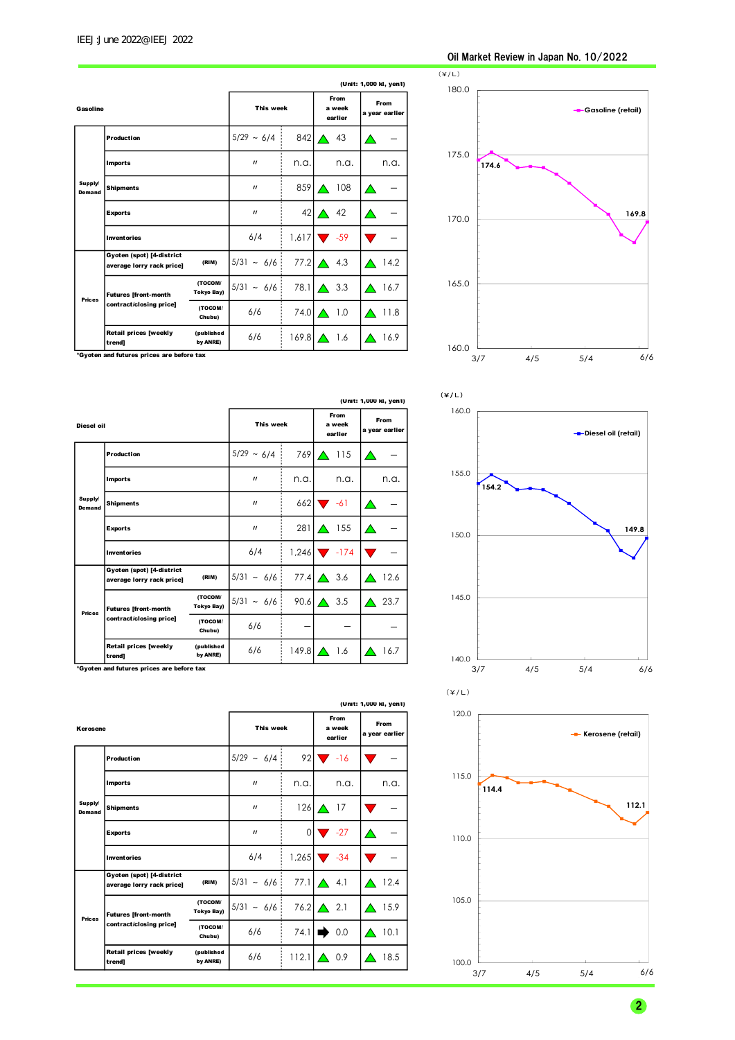Oil Market Review in Japan No. 10/2022

**Gasoline** (Unit: 1,000 kl, yen/l)

| | | | This week | | From a week earlier | From a year earlier |
|---|---|---|---|---|---|---|
| Supply/Demand | Production | | 5/29 ~ 6/4 | 842 | ▲ 43 | ▲ — |
| | Imports | | 〃 | n.a. | n.a. | n.a. |
| | Shipments | | 〃 | 859 | ▲ 108 | ▲ — |
| | Exports | | 〃 | 42 | ▲ 42 | ▲ — |
| | Inventories | | 6/4 | 1,617 | ▼ -59 | ▼ — |
| Prices | Gyoten (spot) [4-district average lorry rack price] | (RIM) | 5/31 ~ 6/6 | 77.2 | ▲ 4.3 | ▲ 14.2 |
| | Futures [front-month contract/closing price] | (TOCOM/ Tokyo Bay) | 5/31 ~ 6/6 | 78.1 | ▲ 3.3 | ▲ 16.7 |
| | | (TOCOM/ Chubu) | 6/6 | 74.0 | ▲ 1.0 | ▲ 11.8 |
| | Retail prices [weekly trend] | (published by ANRE) | 6/6 | 169.8 | ▲ 1.6 | ▲ 16.9 |

*Gyoten and futures prices are before tax

(¥/L) Gasoline (retail): 174.6 (3/7) … 169.8 (6/6)

**Diesel oil** (Unit: 1,000 kl, yen/l)

| | | | This week | | From a week earlier | From a year earlier |
|---|---|---|---|---|---|---|
| Supply/Demand | Production | | 5/29 ~ 6/4 | 769 | ▲ 115 | ▲ — |
| | Imports | | 〃 | n.a. | n.a. | n.a. |
| | Shipments | | 〃 | 662 | ▼ -61 | ▲ — |
| | Exports | | 〃 | 281 | ▲ 155 | ▲ — |
| | Inventories | | 6/4 | 1,246 | ▼ -174 | ▼ — |
| Prices | Gyoten (spot) [4-district average lorry rack price] | (RIM) | 5/31 ~ 6/6 | 77.4 | ▲ 3.6 | ▲ 12.6 |
| | Futures [front-month contract/closing price] | (TOCOM/ Tokyo Bay) | 5/31 ~ 6/6 | 90.6 | ▲ 3.5 | ▲ 23.7 |
| | | (TOCOM/ Chubu) | 6/6 | — | — | — |
| | Retail prices [weekly trend] | (published by ANRE) | 6/6 | 149.8 | ▲ 1.6 | ▲ 16.7 |

*Gyoten and futures prices are before tax

(¥/L) Diesel oil (retail): 154.2 (3/7) … 149.8 (6/6)

**Kerosene** (Unit: 1,000 kl, yen/l)

| | | | This week | | From a week earlier | From a year earlier |
|---|---|---|---|---|---|---|
| Supply/Demand | Production | | 5/29 ~ 6/4 | 92 | ▼ -16 | ▼ — |
| | Imports | | 〃 | n.a. | n.a. | n.a. |
| | Shipments | | 〃 | 126 | ▲ 17 | ▼ — |
| | Exports | | 〃 | 0 | ▼ -27 | ▲ — |
| | Inventories | | 6/4 | 1,265 | ▼ -34 | ▼ — |
| Prices | Gyoten (spot) [4-district average lorry rack price] | (RIM) | 5/31 ~ 6/6 | 77.1 | ▲ 4.1 | ▲ 12.4 |
| | Futures [front-month contract/closing price] | (TOCOM/ Tokyo Bay) | 5/31 ~ 6/6 | 76.2 | ▲ 2.1 | ▲ 15.9 |
| | | (TOCOM/ Chubu) | 6/6 | 74.1 | ➡ 0.0 | ▲ 10.1 |
| | Retail prices [weekly trend] | (published by ANRE) | 6/6 | 112.1 | ▲ 0.9 | ▲ 18.5 |

(¥/L) Kerosene (retail): 114.4 (3/7) … 112.1 (6/6)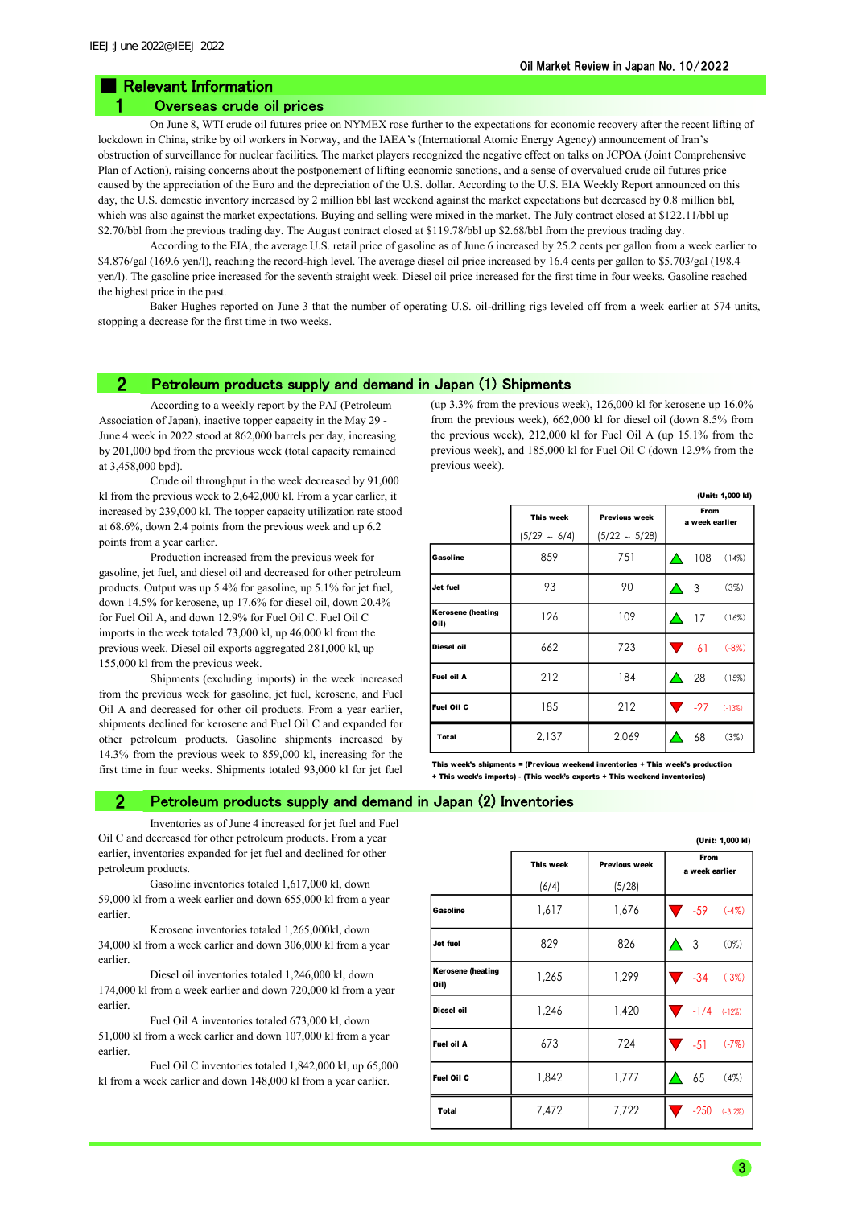## ■ Relevant Information

### 1 Overseas crude oil prices

On June 8, WTI crude oil futures price on NYMEX rose further to the expectations for economic recovery after the recent lifting of lockdown in China, strike by oil workers in Norway, and the IAEA's (International Atomic Energy Agency) announcement of Iran's obstruction of surveillance for nuclear facilities. The market players recognized the negative effect on talks on JCPOA (Joint Comprehensive Plan of Action), raising concerns about the postponement of lifting economic sanctions, and a sense of overvalued crude oil futures price caused by the appreciation of the Euro and the depreciation of the U.S. dollar. According to the U.S. EIA Weekly Report announced on this day, the U.S. domestic inventory increased by 2 million bbl last weekend against the market expectations but decreased by 0.8 million bbl, which was also against the market expectations. Buying and selling were mixed in the market. The July contract closed at $122.11/bbl up $2.70/bbl from the previous trading day. The August contract closed at $119.78/bbl up $2.68/bbl from the previous trading day.

According to the EIA, the average U.S. retail price of gasoline as of June 6 increased by 25.2 cents per gallon from a week earlier to $4.876/gal (169.6 yen/l), reaching the record-high level. The average diesel oil price increased by 16.4 cents per gallon to $5.703/gal (198.4 yen/l). The gasoline price increased for the seventh straight week. Diesel oil price increased for the first time in four weeks. Gasoline reached the highest price in the past.

Baker Hughes reported on June 3 that the number of operating U.S. oil-drilling rigs leveled off from a week earlier at 574 units, stopping a decrease for the first time in two weeks.

### 2 Petroleum products supply and demand in Japan (1) Shipments

According to a weekly report by the PAJ (Petroleum Association of Japan), inactive topper capacity in the May 29 - June 4 week in 2022 stood at 862,000 barrels per day, increasing by 201,000 bpd from the previous week (total capacity remained at 3,458,000 bpd).

Crude oil throughput in the week decreased by 91,000 kl from the previous week to 2,642,000 kl. From a year earlier, it increased by 239,000 kl. The topper capacity utilization rate stood at 68.6%, down 2.4 points from the previous week and up 6.2 points from a year earlier.

Production increased from the previous week for gasoline, jet fuel, and diesel oil and decreased for other petroleum products. Output was up 5.4% for gasoline, up 5.1% for jet fuel, down 14.5% for kerosene, up 17.6% for diesel oil, down 20.4% for Fuel Oil A, and down 12.9% for Fuel Oil C. Fuel Oil C imports in the week totaled 73,000 kl, up 46,000 kl from the previous week. Diesel oil exports aggregated 281,000 kl, up 155,000 kl from the previous week.

Shipments (excluding imports) in the week increased from the previous week for gasoline, jet fuel, kerosene, and Fuel Oil A and decreased for other oil products. From a year earlier, shipments declined for kerosene and Fuel Oil C and expanded for other petroleum products. Gasoline shipments increased by 14.3% from the previous week to 859,000 kl, increasing for the first time in four weeks. Shipments totaled 93,000 kl for jet fuel (up 3.3% from the previous week), 126,000 kl for kerosene up 16.0% from the previous week), 662,000 kl for diesel oil (down 8.5% from the previous week), 212,000 kl for Fuel Oil A (up 15.1% from the previous week), and 185,000 kl for Fuel Oil C (down 12.9% from the previous week).

(Unit: 1,000 kl)

| | This week (5/29 ~ 6/4) | Previous week (5/22 ~ 5/28) | From a week earlier | |
|---|---|---|---|---|
| Gasoline | 859 | 751 | ▲ 108 | (14%) |
| Jet fuel | 93 | 90 | ▲ 3 | (3%) |
| Kerosene (heating Oil) | 126 | 109 | ▲ 17 | (16%) |
| Diesel oil | 662 | 723 | ▼ -61 | (-8%) |
| Fuel oil A | 212 | 184 | ▲ 28 | (15%) |
| Fuel Oil C | 185 | 212 | ▼ -27 | (-13%) |
| Total | 2,137 | 2,069 | ▲ 68 | (3%) |

This week's shipments = (Previous weekend inventories + This week's production + This week's imports) - (This week's exports + This weekend inventories)

### 2 Petroleum products supply and demand in Japan (2) Inventories

Inventories as of June 4 increased for jet fuel and Fuel Oil C and decreased for other petroleum products. From a year earlier, inventories expanded for jet fuel and declined for other petroleum products.

Gasoline inventories totaled 1,617,000 kl, down 59,000 kl from a week earlier and down 655,000 kl from a year earlier.

Kerosene inventories totaled 1,265,000kl, down 34,000 kl from a week earlier and down 306,000 kl from a year earlier.

Diesel oil inventories totaled 1,246,000 kl, down 174,000 kl from a week earlier and down 720,000 kl from a year earlier.

Fuel Oil A inventories totaled 673,000 kl, down 51,000 kl from a week earlier and down 107,000 kl from a year earlier.

Fuel Oil C inventories totaled 1,842,000 kl, up 65,000 kl from a week earlier and down 148,000 kl from a year earlier.

(Unit: 1,000 kl)

| | This week (6/4) | Previous week (5/28) | From a week earlier | |
|---|---|---|---|---|
| Gasoline | 1,617 | 1,676 | ▼ -59 | (-4%) |
| Jet fuel | 829 | 826 | ▲ 3 | (0%) |
| Kerosene (heating Oil) | 1,265 | 1,299 | ▼ -34 | (-3%) |
| Diesel oil | 1,246 | 1,420 | ▼ -174 | (-12%) |
| Fuel oil A | 673 | 724 | ▼ -51 | (-7%) |
| Fuel Oil C | 1,842 | 1,777 | ▲ 65 | (4%) |
| Total | 7,472 | 7,722 | ▼ -250 | (-3.2%) |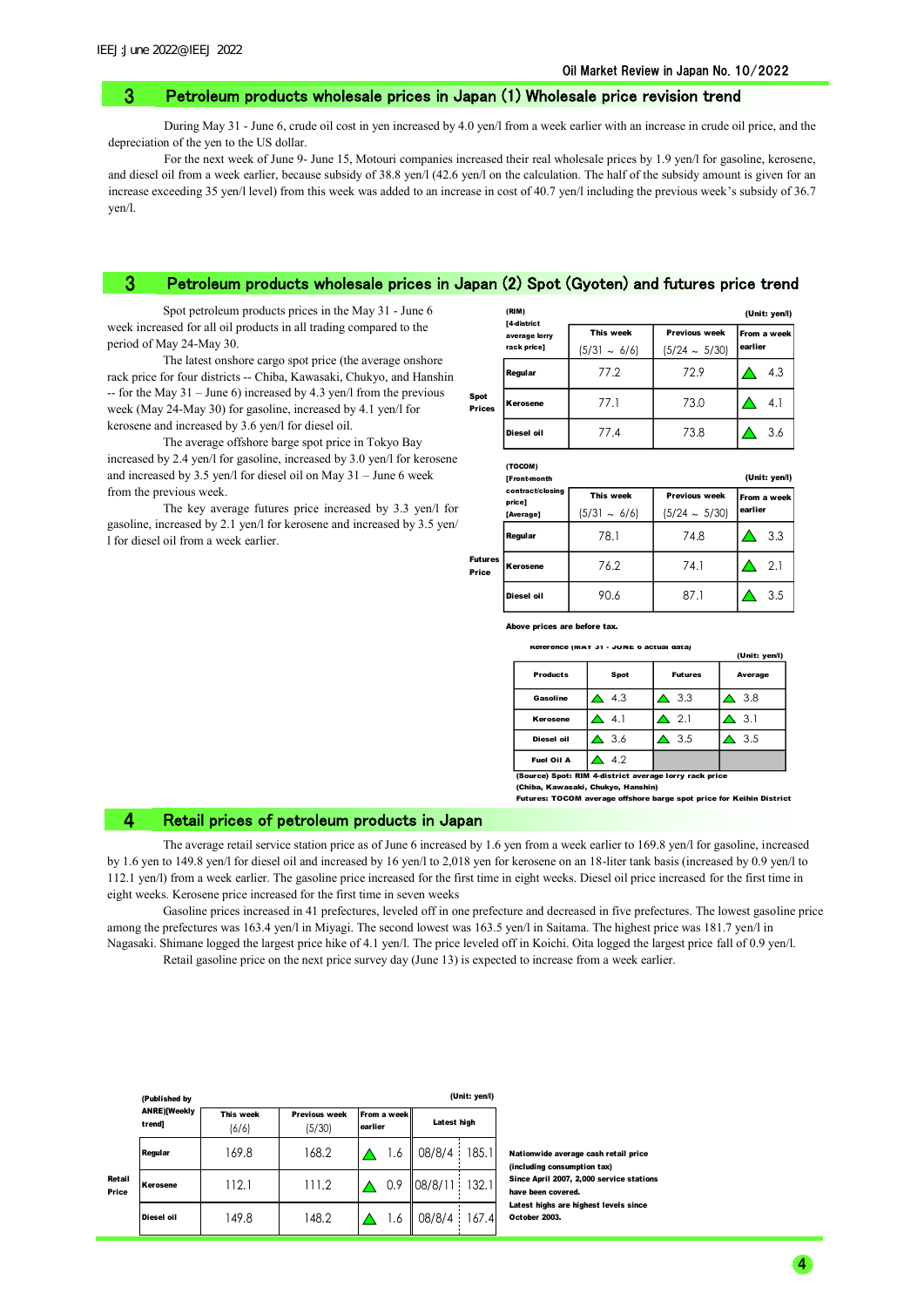## 3 Petroleum products wholesale prices in Japan (1) Wholesale price revision trend

During May 31 - June 6, crude oil cost in yen increased by 4.0 yen/l from a week earlier with an increase in crude oil price, and the depreciation of the yen to the US dollar.

For the next week of June 9- June 15, Motouri companies increased their real wholesale prices by 1.9 yen/l for gasoline, kerosene, and diesel oil from a week earlier, because subsidy of 38.8 yen/l (42.6 yen/l on the calculation. The half of the subsidy amount is given for an increase exceeding 35 yen/l level) from this week was added to an increase in cost of 40.7 yen/l including the previous week's subsidy of 36.7 yen/l.

## 3 Petroleum products wholesale prices in Japan (2) Spot (Gyoten) and futures price trend

Spot petroleum products prices in the May 31 - June 6 week increased for all oil products in all trading compared to the period of May 24-May 30.

The latest onshore cargo spot price (the average onshore rack price for four districts -- Chiba, Kawasaki, Chukyo, and Hanshin -- for the May 31 – June 6) increased by 4.3 yen/l from the previous week (May 24-May 30) for gasoline, increased by 4.1 yen/l for kerosene and increased by 3.6 yen/l for diesel oil.

The average offshore barge spot price in Tokyo Bay increased by 2.4 yen/l for gasoline, increased by 3.0 yen/l for kerosene and increased by 3.5 yen/l for diesel oil on May 31 – June 6 week from the previous week.

The key average futures price increased by 3.3 yen/l for gasoline, increased by 2.1 yen/l for kerosene and increased by 3.5 yen/l for diesel oil from a week earlier.

(Unit: yen/l)

| | (RIM) [4-district average lorry rack price] | This week (5/31 ～ 6/6) | Previous week (5/24 ～ 5/30) | From a week earlier |
|---|---|---|---|---|
| Spot Prices | Regular | 77.2 | 72.9 | △ 4.3 |
| | Kerosene | 77.1 | 73.0 | △ 4.1 |
| | Diesel oil | 77.4 | 73.8 | △ 3.6 |

(Unit: yen/l)

| | (TOCOM) [Front-month contract/closing price] [Average] | This week (5/31 ～ 6/6) | Previous week (5/24 ～ 5/30) | From a week earlier |
|---|---|---|---|---|
| Futures Price | Regular | 78.1 | 74.8 | △ 3.3 |
| | Kerosene | 76.2 | 74.1 | △ 2.1 |
| | Diesel oil | 90.6 | 87.1 | △ 3.5 |

Above prices are before tax.

Reference (MAY 31 - JUNE 6 actual data)

(Unit: yen/l)

| Products | Spot | Futures | Average |
|---|---|---|---|
| Gasoline | △ 4.3 | △ 3.3 | △ 3.8 |
| Kerosene | △ 4.1 | △ 2.1 | △ 3.1 |
| Diesel oil | △ 3.6 | △ 3.5 | △ 3.5 |
| Fuel Oil A | △ 4.2 | | |

(Source) Spot: RIM 4-district average lorry rack price (Chiba, Kawasaki, Chukyo, Hanshin)
Futures: TOCOM average offshore barge spot price for Keihin District

## 4 Retail prices of petroleum products in Japan

The average retail service station price as of June 6 increased by 1.6 yen from a week earlier to 169.8 yen/l for gasoline, increased by 1.6 yen to 149.8 yen/l for diesel oil and increased by 16 yen/l to 2,018 yen for kerosene on an 18-liter tank basis (increased by 0.9 yen/l to 112.1 yen/l) from a week earlier. The gasoline price increased for the first time in eight weeks. Diesel oil price increased for the first time in eight weeks. Kerosene price increased for the first time in seven weeks

Gasoline prices increased in 41 prefectures, leveled off in one prefecture and decreased in five prefectures. The lowest gasoline price among the prefectures was 163.4 yen/l in Miyagi. The second lowest was 163.5 yen/l in Saitama. The highest price was 181.7 yen/l in Nagasaki. Shimane logged the largest price hike of 4.1 yen/l. The price leveled off in Koichi. Oita logged the largest price fall of 0.9 yen/l.

Retail gasoline price on the next price survey day (June 13) is expected to increase from a week earlier.

(Unit: yen/l)

| | (Published by ANRE)[Weekly trend] | This week (6/6) | Previous week (5/30) | From a week earlier | Latest high | |
|---|---|---|---|---|---|---|
| Retail Price | Regular | 169.8 | 168.2 | △ 1.6 | 08/8/4 | 185.1 |
| | Kerosene | 112.1 | 111.2 | △ 0.9 | 08/8/11 | 132.1 |
| | Diesel oil | 149.8 | 148.2 | △ 1.6 | 08/8/4 | 167.4 |

Nationwide average cash retail price (including consumption tax)
Since April 2007, 2,000 service stations have been covered.
Latest highs are highest levels since October 2003.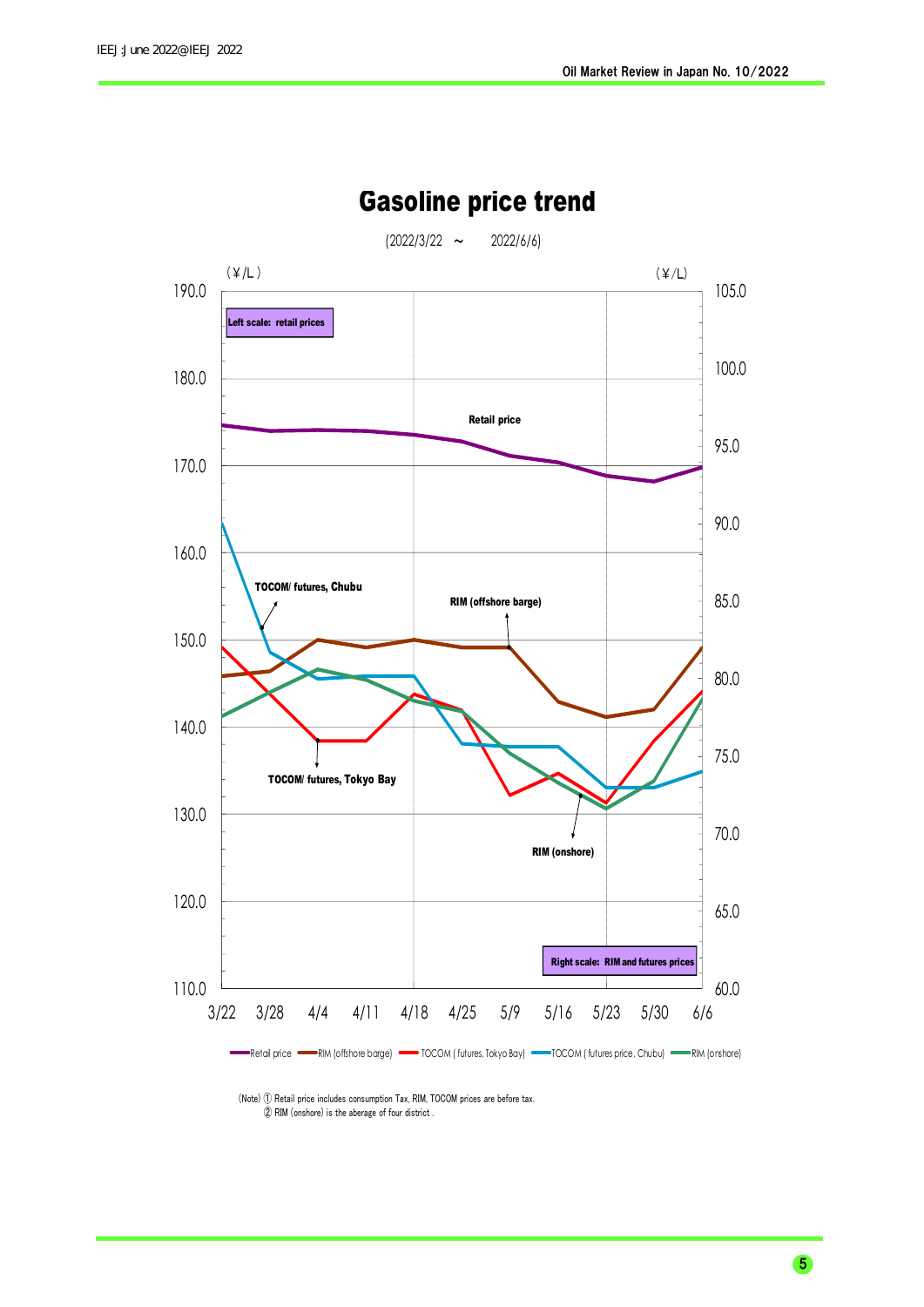# Gasoline price trend

(2022/3/22 ～ 2022/6/6)

(¥/L) Left scale: retail prices

(¥/L) Right scale: RIM and futures prices

Retail price

TOCOM/ futures, Chubu

RIM (offshore barge)

TOCOM/ futures, Tokyo Bay

RIM (onshore)

Retail price — RIM (offshore barge) — TOCOM (futures, Tokyo Bay) — TOCOM (futures price, Chubu) — RIM (onshore)

(Note) ① Retail price includes consumption Tax, RIM, TOCOM prices are before tax.
② RIM (onshore) is the aberage of four district .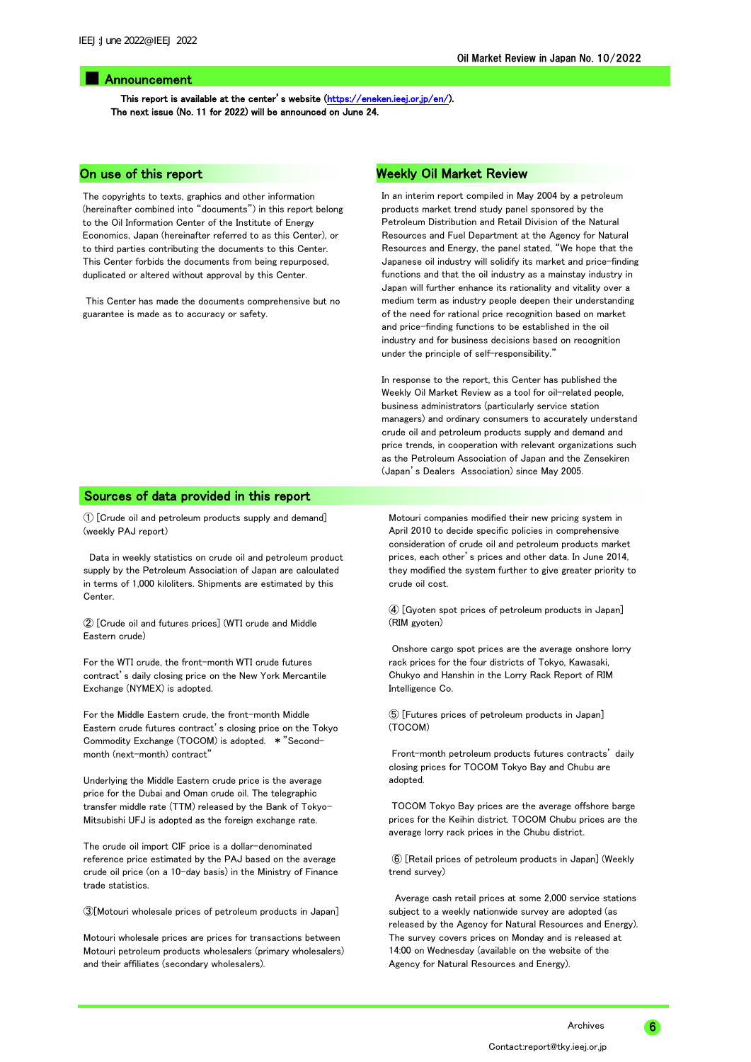## Announcement

This report is available at the center's website (https://eneken.ieej.or.jp/en/).
The next issue (No. 11 for 2022) will be announced on June 24.

## On use of this report

The copyrights to texts, graphics and other information (hereinafter combined into "documents") in this report belong to the Oil Information Center of the Institute of Energy Economics, Japan (hereinafter referred to as this Center), or to third parties contributing the documents to this Center. This Center forbids the documents from being repurposed, duplicated or altered without approval by this Center.

This Center has made the documents comprehensive but no guarantee is made as to accuracy or safety.

## Weekly Oil Market Review

In an interim report compiled in May 2004 by a petroleum products market trend study panel sponsored by the Petroleum Distribution and Retail Division of the Natural Resources and Fuel Department at the Agency for Natural Resources and Energy, the panel stated, "We hope that the Japanese oil industry will solidify its market and price-finding functions and that the oil industry as a mainstay industry in Japan will further enhance its rationality and vitality over a medium term as industry people deepen their understanding of the need for rational price recognition based on market and price-finding functions to be established in the oil industry and for business decisions based on recognition under the principle of self-responsibility."

In response to the report, this Center has published the Weekly Oil Market Review as a tool for oil-related people, business administrators (particularly service station managers) and ordinary consumers to accurately understand crude oil and petroleum products supply and demand and price trends, in cooperation with relevant organizations such as the Petroleum Association of Japan and the Zensekiren (Japan's Dealers Association) since May 2005.

## Sources of data provided in this report

① [Crude oil and petroleum products supply and demand] (weekly PAJ report)

Data in weekly statistics on crude oil and petroleum product supply by the Petroleum Association of Japan are calculated in terms of 1,000 kiloliters. Shipments are estimated by this Center.

② [Crude oil and futures prices] (WTI crude and Middle Eastern crude)

For the WTI crude, the front-month WTI crude futures contract's daily closing price on the New York Mercantile Exchange (NYMEX) is adopted.

For the Middle Eastern crude, the front-month Middle Eastern crude futures contract's closing price on the Tokyo Commodity Exchange (TOCOM) is adopted. ＊"Second-month (next-month) contract"

Underlying the Middle Eastern crude price is the average price for the Dubai and Oman crude oil. The telegraphic transfer middle rate (TTM) released by the Bank of Tokyo-Mitsubishi UFJ is adopted as the foreign exchange rate.

The crude oil import CIF price is a dollar-denominated reference price estimated by the PAJ based on the average crude oil price (on a 10-day basis) in the Ministry of Finance trade statistics.

③[Motouri wholesale prices of petroleum products in Japan]

Motouri wholesale prices are prices for transactions between Motouri petroleum products wholesalers (primary wholesalers) and their affiliates (secondary wholesalers).

Motouri companies modified their new pricing system in April 2010 to decide specific policies in comprehensive consideration of crude oil and petroleum products market prices, each other's prices and other data. In June 2014, they modified the system further to give greater priority to crude oil cost.

④ [Gyoten spot prices of petroleum products in Japan] (RIM gyoten)

Onshore cargo spot prices are the average onshore lorry rack prices for the four districts of Tokyo, Kawasaki, Chukyo and Hanshin in the Lorry Rack Report of RIM Intelligence Co.

⑤ [Futures prices of petroleum products in Japan] (TOCOM)

Front-month petroleum products futures contracts' daily closing prices for TOCOM Tokyo Bay and Chubu are adopted.

TOCOM Tokyo Bay prices are the average offshore barge prices for the Keihin district. TOCOM Chubu prices are the average lorry rack prices in the Chubu district.

⑥ [Retail prices of petroleum products in Japan] (Weekly trend survey)

Average cash retail prices at some 2,000 service stations subject to a weekly nationwide survey are adopted (as released by the Agency for Natural Resources and Energy). The survey covers prices on Monday and is released at 14:00 on Wednesday (available on the website of the Agency for Natural Resources and Energy).

Archives

Contact:report@tky.ieej.or.jp